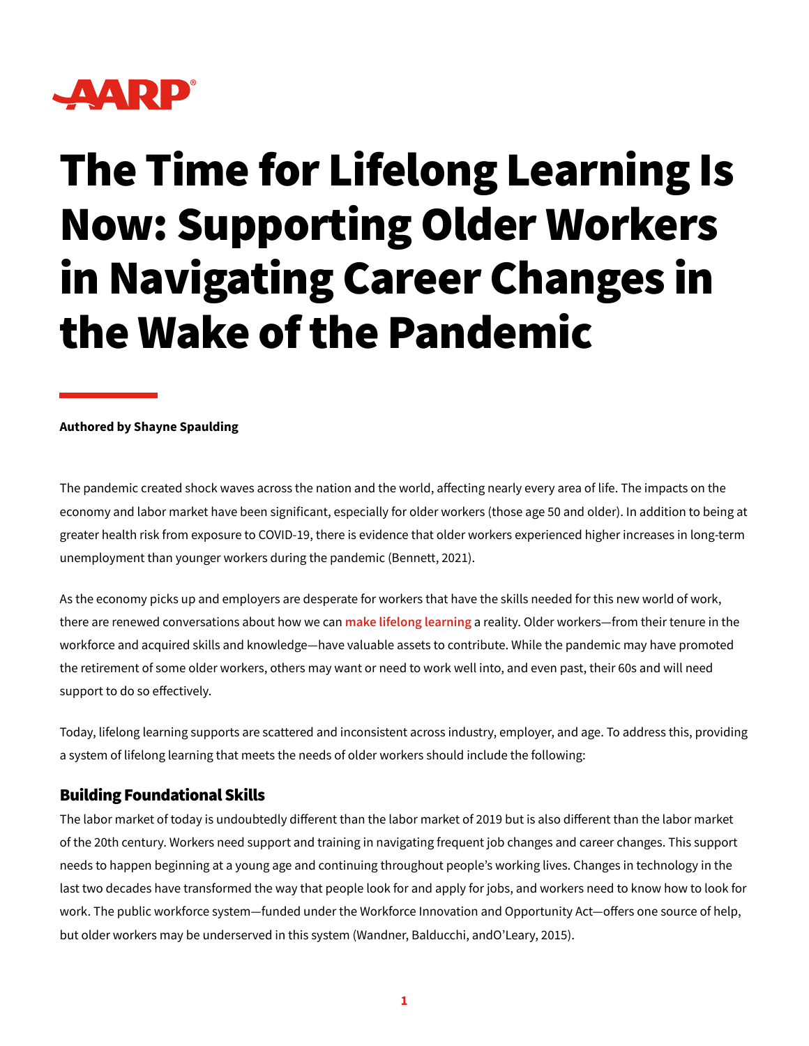# The Time for Lifelong Learning Is Now: Supporting Older Workers in Navigating Career Changes in the Wake of the Pandemic

**Authored by Shayne Spaulding**

The pandemic created shock waves across the nation and the world, affecting nearly every area of life. The impacts on the economy and labor market have been significant, especially for older workers (those age 50 and older). In addition to being at greater health risk from exposure to COVID-19, there is evidence that older workers experienced higher increases in long-term unemployment than younger workers during the pandemic (Bennett, 2021).

As the economy picks up and employers are desperate for workers that have the skills needed for this new world of work, there are renewed conversations about how we can **make lifelong learning** a reality. Older workers—from their tenure in the workforce and acquired skills and knowledge—have valuable assets to contribute. While the pandemic may have promoted the retirement of some older workers, others may want or need to work well into, and even past, their 60s and will need support to do so effectively.

Today, lifelong learning supports are scattered and inconsistent across industry, employer, and age. To address this, providing a system of lifelong learning that meets the needs of older workers should include the following:

## Building Foundational Skills

The labor market of today is undoubtedly different than the labor market of 2019 but is also different than the labor market of the 20th century. Workers need support and training in navigating frequent job changes and career changes. This support needs to happen beginning at a young age and continuing throughout people's working lives. Changes in technology in the last two decades have transformed the way that people look for and apply for jobs, and workers need to know how to look for work. The public workforce system—funded under the Workforce Innovation and Opportunity Act—offers one source of help, but older workers may be underserved in this system (Wandner, Balducchi, andO'Leary, 2015).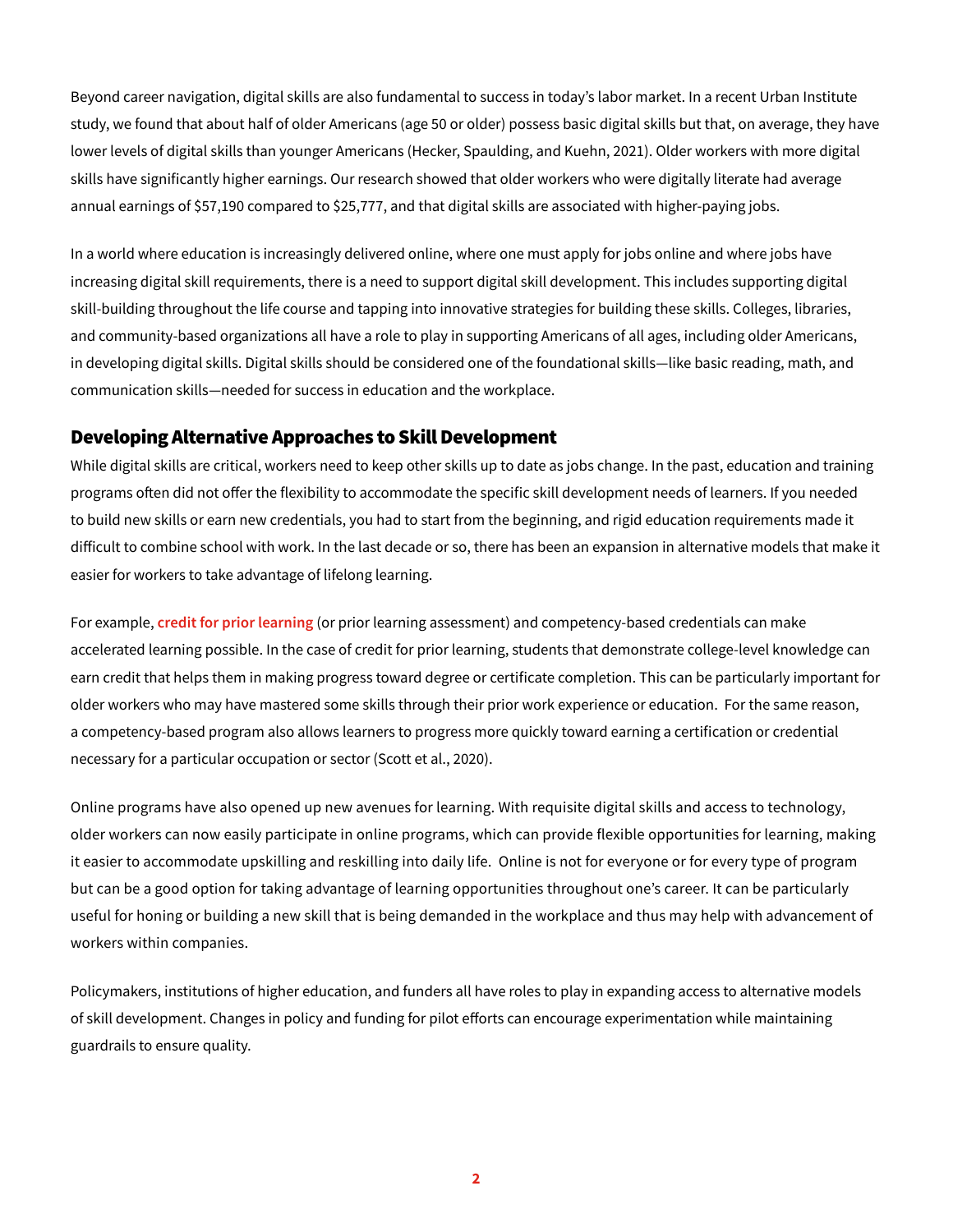Beyond career navigation, digital skills are also fundamental to success in today's labor market. In a recent Urban Institute study, we found that about half of older Americans (age 50 or older) possess basic digital skills but that, on average, they have lower levels of digital skills than younger Americans (Hecker, Spaulding, and Kuehn, 2021). Older workers with more digital skills have significantly higher earnings. Our research showed that older workers who were digitally literate had average annual earnings of $57,190 compared to $25,777, and that digital skills are associated with higher-paying jobs.

In a world where education is increasingly delivered online, where one must apply for jobs online and where jobs have increasing digital skill requirements, there is a need to support digital skill development. This includes supporting digital skill-building throughout the life course and tapping into innovative strategies for building these skills. Colleges, libraries, and community-based organizations all have a role to play in supporting Americans of all ages, including older Americans, in developing digital skills. Digital skills should be considered one of the foundational skills—like basic reading, math, and communication skills—needed for success in education and the workplace.

## Developing Alternative Approaches to Skill Development

While digital skills are critical, workers need to keep other skills up to date as jobs change. In the past, education and training programs often did not offer the flexibility to accommodate the specific skill development needs of learners. If you needed to build new skills or earn new credentials, you had to start from the beginning, and rigid education requirements made it difficult to combine school with work. In the last decade or so, there has been an expansion in alternative models that make it easier for workers to take advantage of lifelong learning.

For example, **credit for prior learning** (or prior learning assessment) and competency-based credentials can make accelerated learning possible. In the case of credit for prior learning, students that demonstrate college-level knowledge can earn credit that helps them in making progress toward degree or certificate completion. This can be particularly important for older workers who may have mastered some skills through their prior work experience or education. For the same reason, a competency-based program also allows learners to progress more quickly toward earning a certification or credential necessary for a particular occupation or sector (Scott et al., 2020).

Online programs have also opened up new avenues for learning. With requisite digital skills and access to technology, older workers can now easily participate in online programs, which can provide flexible opportunities for learning, making it easier to accommodate upskilling and reskilling into daily life. Online is not for everyone or for every type of program but can be a good option for taking advantage of learning opportunities throughout one's career. It can be particularly useful for honing or building a new skill that is being demanded in the workplace and thus may help with advancement of workers within companies.

Policymakers, institutions of higher education, and funders all have roles to play in expanding access to alternative models of skill development. Changes in policy and funding for pilot efforts can encourage experimentation while maintaining guardrails to ensure quality.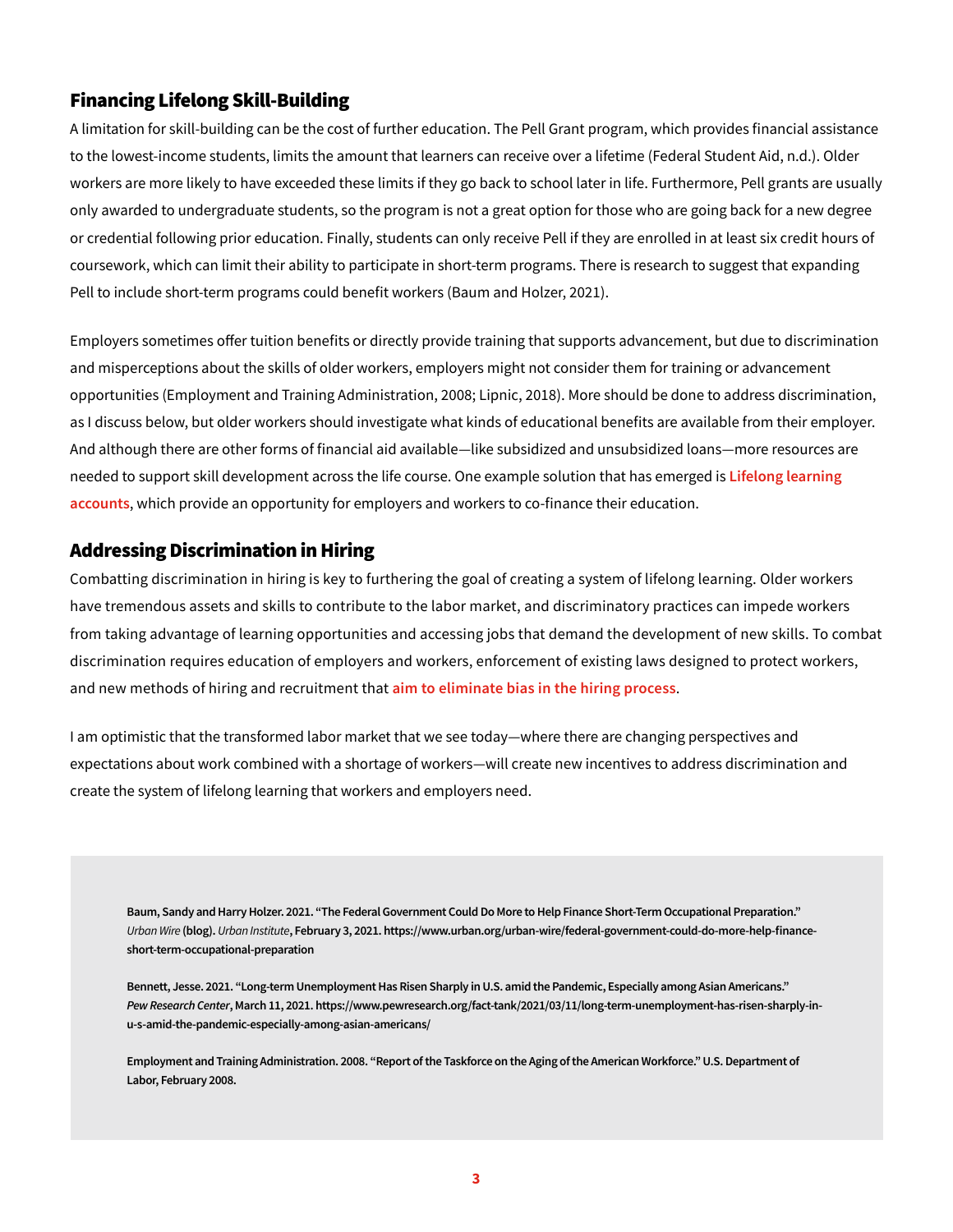## Financing Lifelong Skill-Building

A limitation for skill-building can be the cost of further education. The Pell Grant program, which provides financial assistance to the lowest-income students, limits the amount that learners can receive over a lifetime (Federal Student Aid, n.d.). Older workers are more likely to have exceeded these limits if they go back to school later in life. Furthermore, Pell grants are usually only awarded to undergraduate students, so the program is not a great option for those who are going back for a new degree or credential following prior education. Finally, students can only receive Pell if they are enrolled in at least six credit hours of coursework, which can limit their ability to participate in short-term programs. There is research to suggest that expanding Pell to include short-term programs could benefit workers (Baum and Holzer, 2021).

Employers sometimes offer tuition benefits or directly provide training that supports advancement, but due to discrimination and misperceptions about the skills of older workers, employers might not consider them for training or advancement opportunities (Employment and Training Administration, 2008; Lipnic, 2018). More should be done to address discrimination, as I discuss below, but older workers should investigate what kinds of educational benefits are available from their employer. And although there are other forms of financial aid available—like subsidized and unsubsidized loans—more resources are needed to support skill development across the life course. One example solution that has emerged is **Lifelong learning accounts**, which provide an opportunity for employers and workers to co-finance their education.

## Addressing Discrimination in Hiring

Combatting discrimination in hiring is key to furthering the goal of creating a system of lifelong learning. Older workers have tremendous assets and skills to contribute to the labor market, and discriminatory practices can impede workers from taking advantage of learning opportunities and accessing jobs that demand the development of new skills. To combat discrimination requires education of employers and workers, enforcement of existing laws designed to protect workers, and new methods of hiring and recruitment that **aim to eliminate bias in the hiring process**.

I am optimistic that the transformed labor market that we see today—where there are changing perspectives and expectations about work combined with a shortage of workers—will create new incentives to address discrimination and create the system of lifelong learning that workers and employers need.

**Baum, Sandy and Harry Holzer. 2021. "The Federal Government Could Do More to Help Finance Short-Term Occupational Preparation." *Urban Wire* (blog). *Urban Institute*, February 3, 2021. https://www.urban.org/urban-wire/federal-government-could-do-more-help-finance-short-term-occupational-preparation**

**Bennett, Jesse. 2021. "Long-term Unemployment Has Risen Sharply in U.S. amid the Pandemic, Especially among Asian Americans." *Pew Research Center*, March 11, 2021. https://www.pewresearch.org/fact-tank/2021/03/11/long-term-unemployment-has-risen-sharply-in-u-s-amid-the-pandemic-especially-among-asian-americans/**

**Employment and Training Administration. 2008. "Report of the Taskforce on the Aging of the American Workforce." U.S. Department of Labor, February 2008.**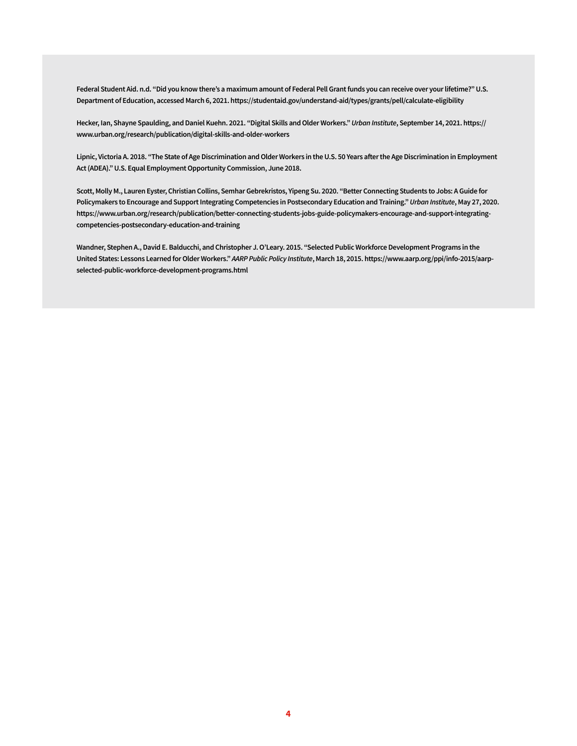Federal Student Aid. n.d. "Did you know there's a maximum amount of Federal Pell Grant funds you can receive over your lifetime?" U.S. Department of Education, accessed March 6, 2021. https://studentaid.gov/understand-aid/types/grants/pell/calculate-eligibility

Hecker, Ian, Shayne Spaulding, and Daniel Kuehn. 2021. "Digital Skills and Older Workers." *Urban Institute*, September 14, 2021. https://www.urban.org/research/publication/digital-skills-and-older-workers

Lipnic, Victoria A. 2018. "The State of Age Discrimination and Older Workers in the U.S. 50 Years after the Age Discrimination in Employment Act (ADEA)." U.S. Equal Employment Opportunity Commission, June 2018.

Scott, Molly M., Lauren Eyster, Christian Collins, Semhar Gebrekristos, Yipeng Su. 2020. "Better Connecting Students to Jobs: A Guide for Policymakers to Encourage and Support Integrating Competencies in Postsecondary Education and Training." *Urban Institute*, May 27, 2020. https://www.urban.org/research/publication/better-connecting-students-jobs-guide-policymakers-encourage-and-support-integrating-competencies-postsecondary-education-and-training

Wandner, Stephen A., David E. Balducchi, and Christopher J. O'Leary. 2015. "Selected Public Workforce Development Programs in the United States: Lessons Learned for Older Workers." *AARP Public Policy Institute*, March 18, 2015. https://www.aarp.org/ppi/info-2015/aarp-selected-public-workforce-development-programs.html